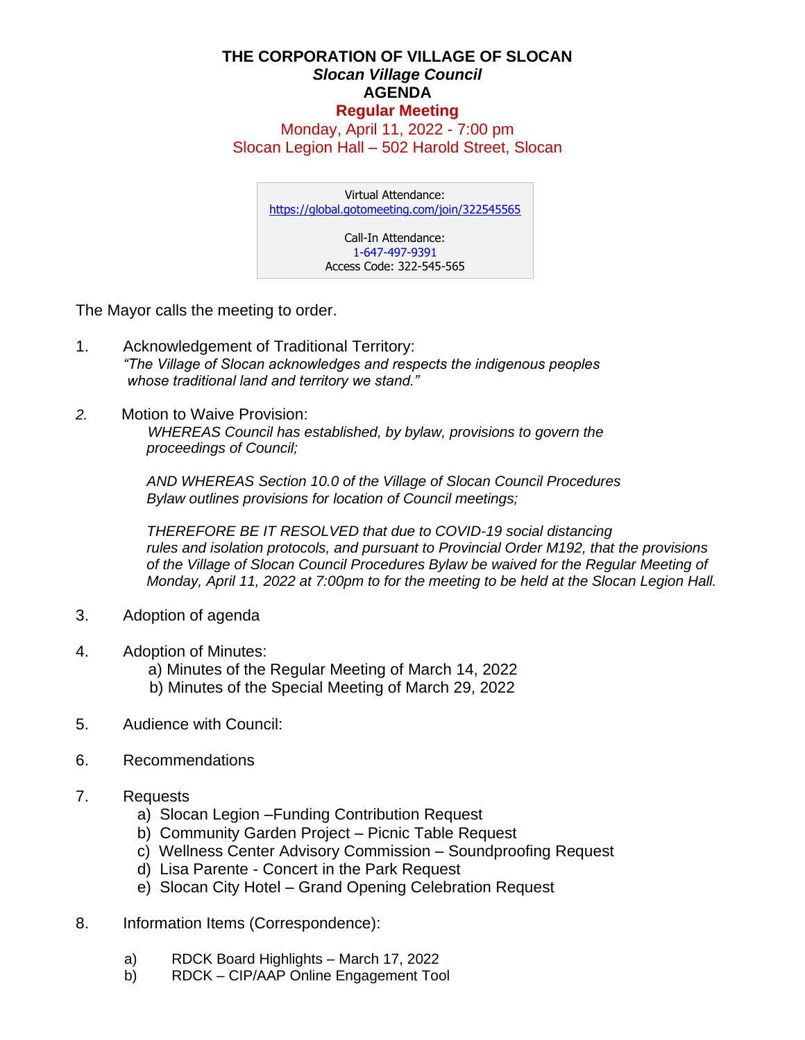# THE CORPORATION OF VILLAGE OF SLOCAN

## *Slocan Village Council*

## AGENDA

## Regular Meeting

Monday, April 11, 2022 - 7:00 pm

Slocan Legion Hall – 502 Harold Street, Slocan

> Virtual Attendance:
> https://global.gotomeeting.com/join/322545565
>
> Call-In Attendance:
> 1-647-497-9391
> Access Code: 322-545-565

The Mayor calls the meeting to order.

1. Acknowledgement of Traditional Territory:
   *"The Village of Slocan acknowledges and respects the indigenous peoples whose traditional land and territory we stand."*

2. Motion to Waive Provision:
   *WHEREAS Council has established, by bylaw, provisions to govern the proceedings of Council;*

   *AND WHEREAS Section 10.0 of the Village of Slocan Council Procedures Bylaw outlines provisions for location of Council meetings;*

   *THEREFORE BE IT RESOLVED that due to COVID-19 social distancing rules and isolation protocols, and pursuant to Provincial Order M192, that the provisions of the Village of Slocan Council Procedures Bylaw be waived for the Regular Meeting of Monday, April 11, 2022 at 7:00pm to for the meeting to be held at the Slocan Legion Hall.*

3. Adoption of agenda

4. Adoption of Minutes:
   a) Minutes of the Regular Meeting of March 14, 2022
   b) Minutes of the Special Meeting of March 29, 2022

5. Audience with Council:

6. Recommendations

7. Requests
   a) Slocan Legion –Funding Contribution Request
   b) Community Garden Project – Picnic Table Request
   c) Wellness Center Advisory Commission – Soundproofing Request
   d) Lisa Parente - Concert in the Park Request
   e) Slocan City Hotel – Grand Opening Celebration Request

8. Information Items (Correspondence):

   a) RDCK Board Highlights – March 17, 2022
   b) RDCK – CIP/AAP Online Engagement Tool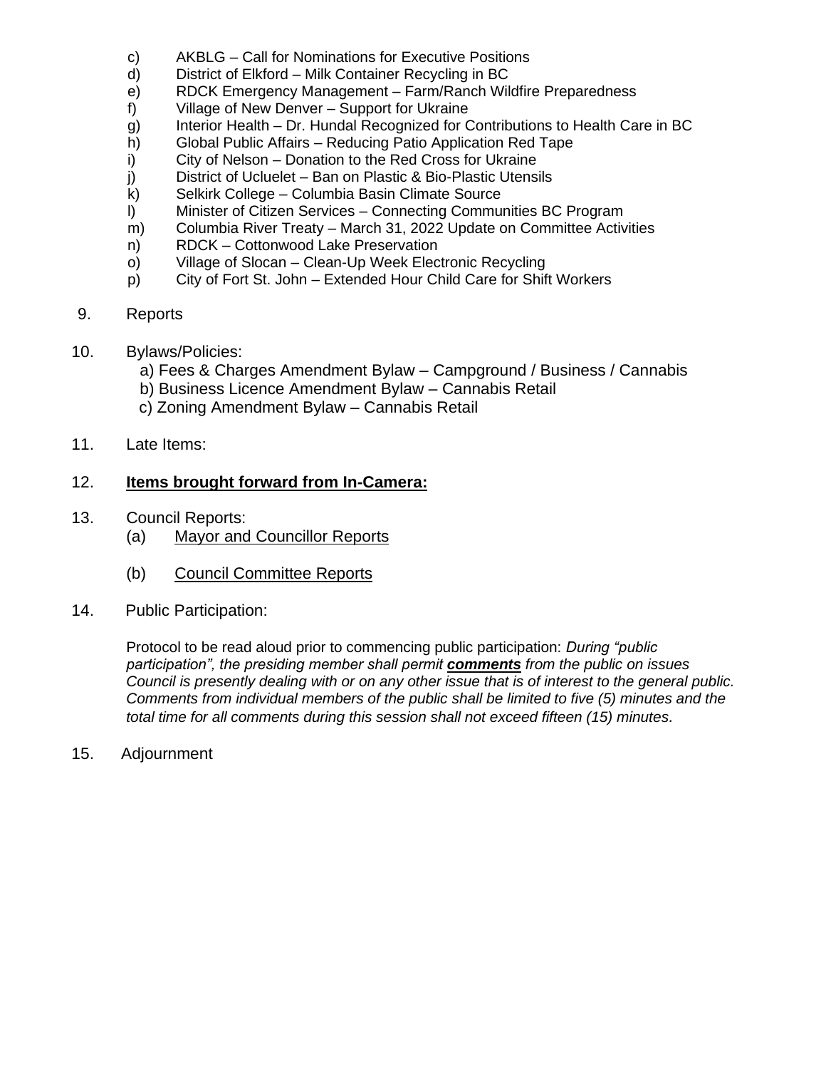c) AKBLG – Call for Nominations for Executive Positions
d) District of Elkford – Milk Container Recycling in BC
e) RDCK Emergency Management – Farm/Ranch Wildfire Preparedness
f) Village of New Denver – Support for Ukraine
g) Interior Health – Dr. Hundal Recognized for Contributions to Health Care in BC
h) Global Public Affairs – Reducing Patio Application Red Tape
i) City of Nelson – Donation to the Red Cross for Ukraine
j) District of Ucluelet – Ban on Plastic & Bio-Plastic Utensils
k) Selkirk College – Columbia Basin Climate Source
l) Minister of Citizen Services – Connecting Communities BC Program
m) Columbia River Treaty – March 31, 2022 Update on Committee Activities
n) RDCK – Cottonwood Lake Preservation
o) Village of Slocan – Clean-Up Week Electronic Recycling
p) City of Fort St. John – Extended Hour Child Care for Shift Workers

9. Reports

10. Bylaws/Policies:
   a) Fees & Charges Amendment Bylaw – Campground / Business / Cannabis
   b) Business Licence Amendment Bylaw – Cannabis Retail
   c) Zoning Amendment Bylaw – Cannabis Retail

11. Late Items:

12. **Items brought forward from In-Camera:**

13. Council Reports:
   (a) Mayor and Councillor Reports

   (b) Council Committee Reports

14. Public Participation:

   Protocol to be read aloud prior to commencing public participation: *During "public participation", the presiding member shall permit* ***comments*** *from the public on issues Council is presently dealing with or on any other issue that is of interest to the general public. Comments from individual members of the public shall be limited to five (5) minutes and the total time for all comments during this session shall not exceed fifteen (15) minutes.*

15. Adjournment